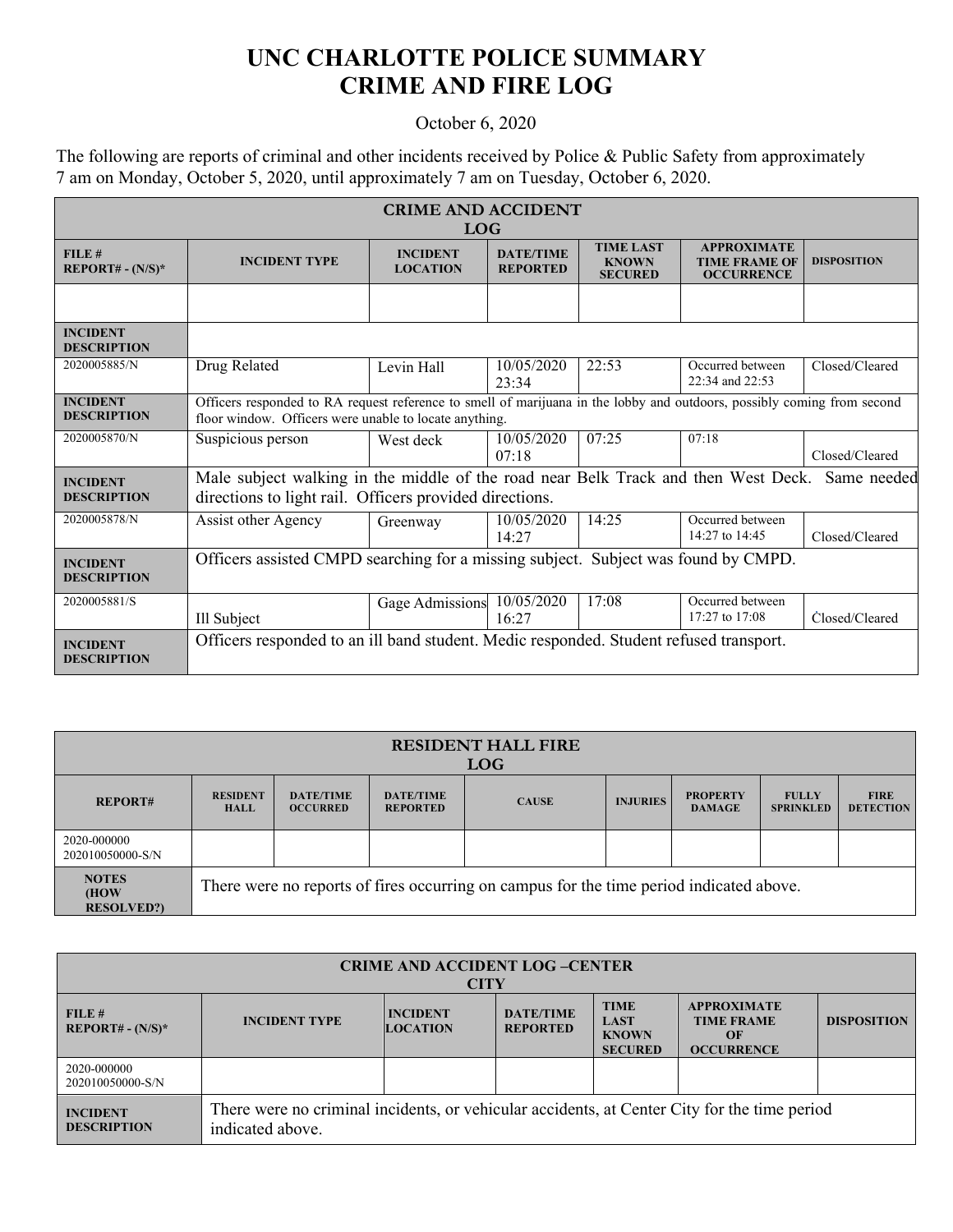# UNC CHARLOTTE POLICE SUMMARY
# CRIME AND FIRE LOG

October 6, 2020

The following are reports of criminal and other incidents received by Police & Public Safety from approximately 7 am on Monday, October 5, 2020, until approximately 7 am on Tuesday, October 6, 2020.

| CRIME AND ACCIDENT LOG | | | | | | |
|---|---|---|---|---|---|---|
| FILE # REPORT# - (N/S)* | INCIDENT TYPE | INCIDENT LOCATION | DATE/TIME REPORTED | TIME LAST KNOWN SECURED | APPROXIMATE TIME FRAME OF OCCURRENCE | DISPOSITION |
| | | | | | | |
| INCIDENT DESCRIPTION | | | | | | |
| 2020005885/N | Drug Related | Levin Hall | 10/05/2020 23:34 | 22:53 | Occurred between 22:34 and 22:53 | Closed/Cleared |
| INCIDENT DESCRIPTION | Officers responded to RA request reference to smell of marijuana in the lobby and outdoors, possibly coming from second floor window. Officers were unable to locate anything. | | | | | |
| 2020005870/N | Suspicious person | West deck | 10/05/2020 07:18 | 07:25 | 07:18 | Closed/Cleared |
| INCIDENT DESCRIPTION | Male subject walking in the middle of the road near Belk Track and then West Deck. Same needed directions to light rail. Officers provided directions. | | | | | |
| 2020005878/N | Assist other Agency | Greenway | 10/05/2020 14:27 | 14:25 | Occurred between 14:27 to 14:45 | Closed/Cleared |
| INCIDENT DESCRIPTION | Officers assisted CMPD searching for a missing subject. Subject was found by CMPD. | | | | | |
| 2020005881/S | Ill Subject | Gage Admissions | 10/05/2020 16:27 | 17:08 | Occurred between 17:27 to 17:08 | Closed/Cleared |
| INCIDENT DESCRIPTION | Officers responded to an ill band student. Medic responded. Student refused transport. | | | | | |

| RESIDENT HALL FIRE LOG | | | | | | | | |
|---|---|---|---|---|---|---|---|---|
| REPORT# | RESIDENT HALL | DATE/TIME OCCURRED | DATE/TIME REPORTED | CAUSE | INJURIES | PROPERTY DAMAGE | FULLY SPRINKLED | FIRE DETECTION |
| 2020-000000 202010050000-S/N | | | | | | | | |
| NOTES (HOW RESOLVED?) | There were no reports of fires occurring on campus for the time period indicated above. | | | | | | | |

| CRIME AND ACCIDENT LOG –CENTER CITY | | | | | | |
|---|---|---|---|---|---|---|
| FILE # REPORT# - (N/S)* | INCIDENT TYPE | INCIDENT LOCATION | DATE/TIME REPORTED | TIME LAST KNOWN SECURED | APPROXIMATE TIME FRAME OF OCCURRENCE | DISPOSITION |
| 2020-000000 202010050000-S/N | | | | | | |
| INCIDENT DESCRIPTION | There were no criminal incidents, or vehicular accidents, at Center City for the time period indicated above. | | | | | |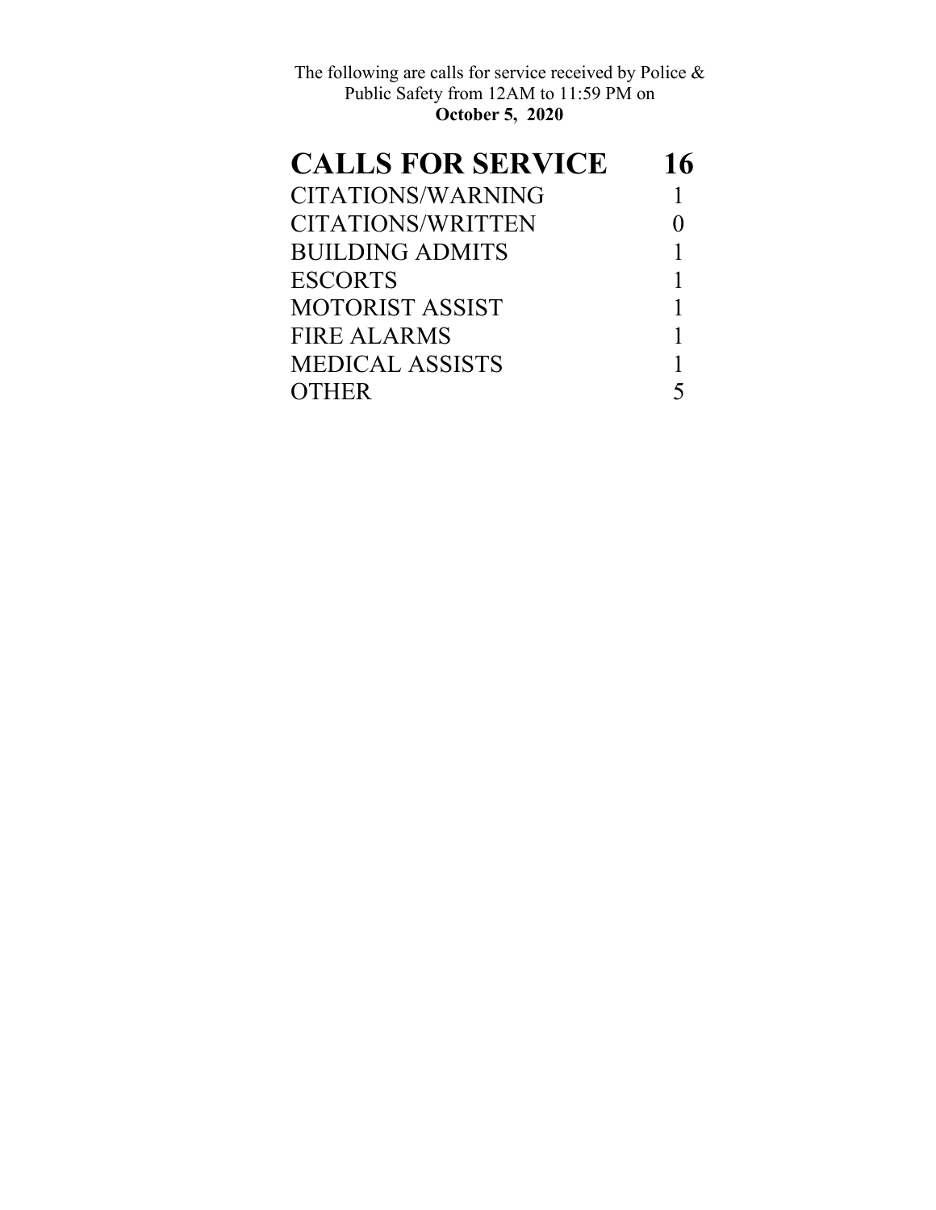The following are calls for service received by Police & Public Safety from 12AM to 11:59 PM on
**October 5, 2020**

| | |
|---|---|
| **CALLS FOR SERVICE** | **16** |
| CITATIONS/WARNING | 1 |
| CITATIONS/WRITTEN | 0 |
| BUILDING ADMITS | 1 |
| ESCORTS | 1 |
| MOTORIST ASSIST | 1 |
| FIRE ALARMS | 1 |
| MEDICAL ASSISTS | 1 |
| OTHER | 5 |